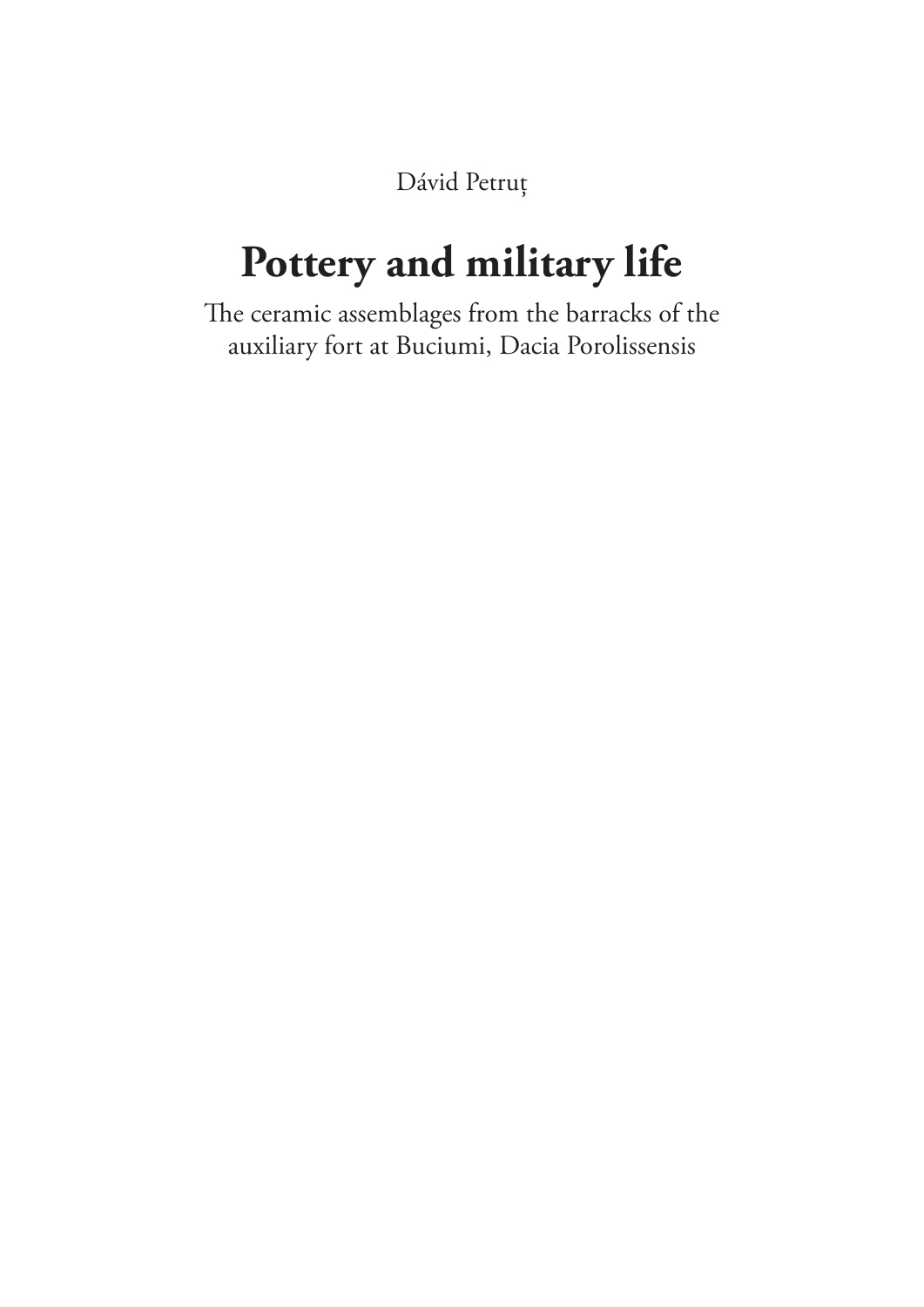Dávid Petruț

# Pottery and military life

The ceramic assemblages from the barracks of the auxiliary fort at Buciumi, Dacia Porolissensis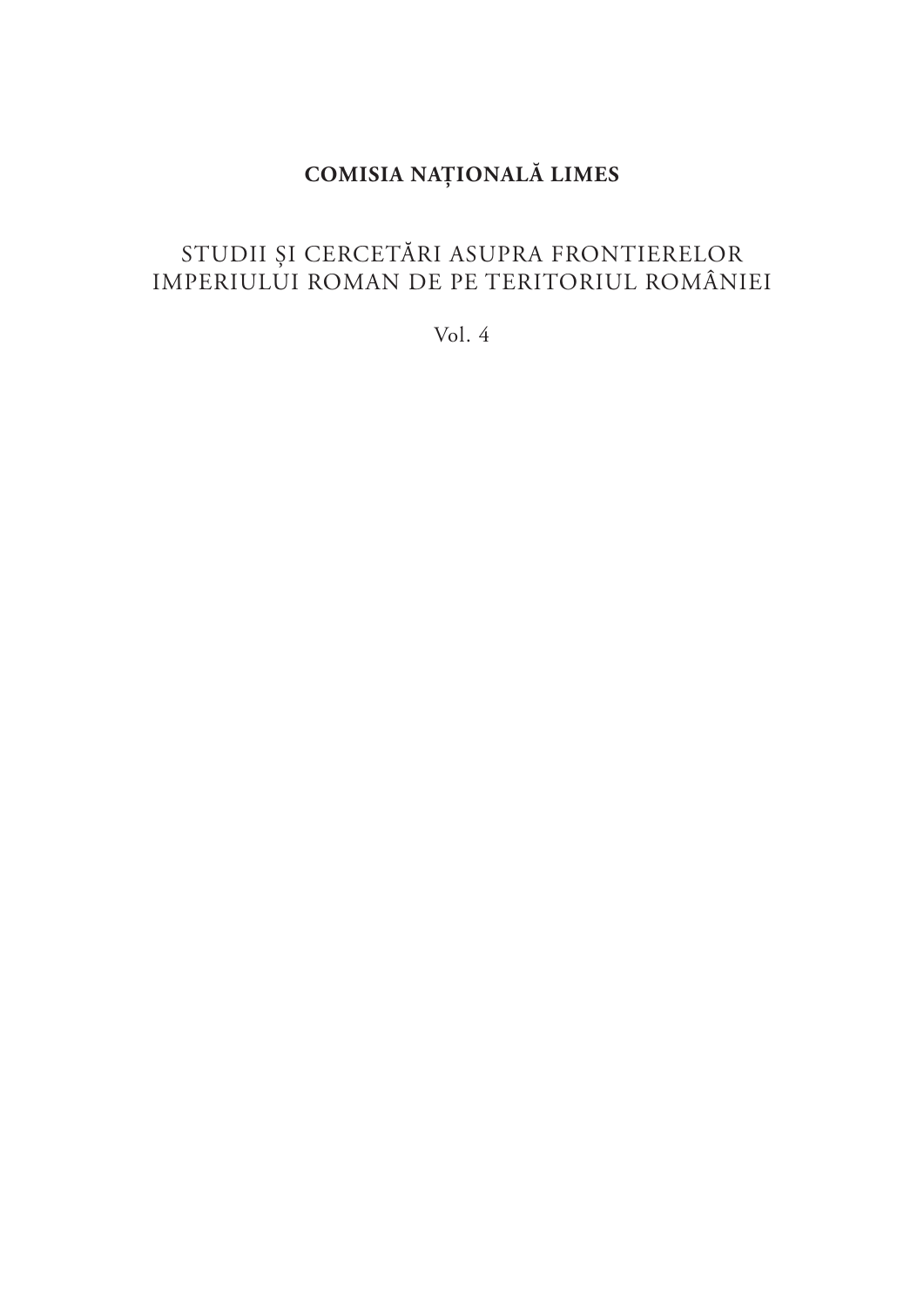**COMISIA NAȚIONALĂ LIMES**

STUDII ȘI CERCETĂRI ASUPRA FRONTIERELOR IMPERIULUI ROMAN DE PE TERITORIUL ROMÂNIEI

Vol. 4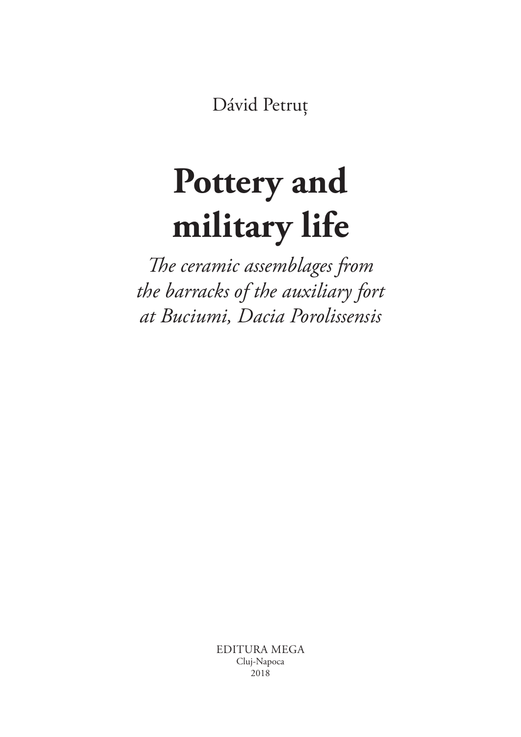Dávid Petruț

# Pottery and military life

*The ceramic assemblages from the barracks of the auxiliary fort at Buciumi, Dacia Porolissensis*

EDITURA MEGA
Cluj-Napoca
2018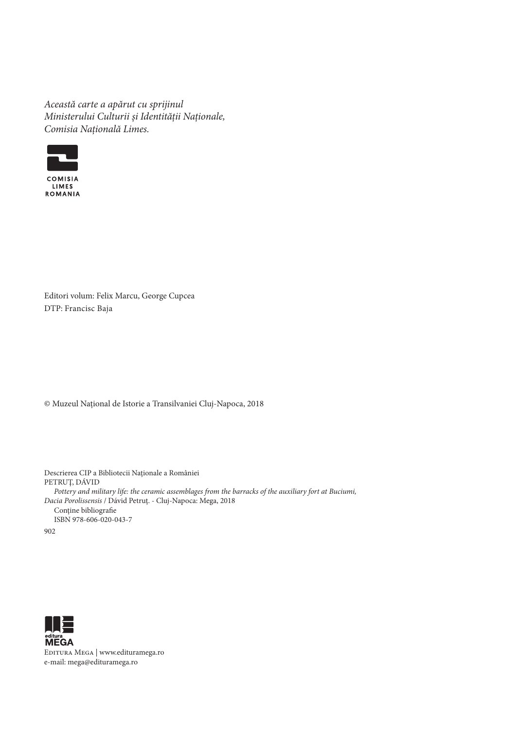*Această carte a apărut cu sprijinul*
*Ministerului Culturii și Identității Naționale,*
*Comisia Națională Limes.*

COMISIA
LIMES
ROMANIA

Editori volum: Felix Marcu, George Cupcea
DTP: Francisc Baja

© Muzeul Național de Istorie a Transilvaniei Cluj-Napoca, 2018

Descrierea CIP a Bibliotecii Naționale a României
PETRUȚ, DÁVID
*Pottery and military life: the ceramic assemblages from the barracks of the auxiliary fort at Buciumi, Dacia Porolissensis* / Dávid Petruț. - Cluj-Napoca: Mega, 2018
Conține bibliografie
ISBN 978-606-020-043-7

902

editura
MEGA

Editura Mega | www.edituramega.ro
e-mail: mega@edituramega.ro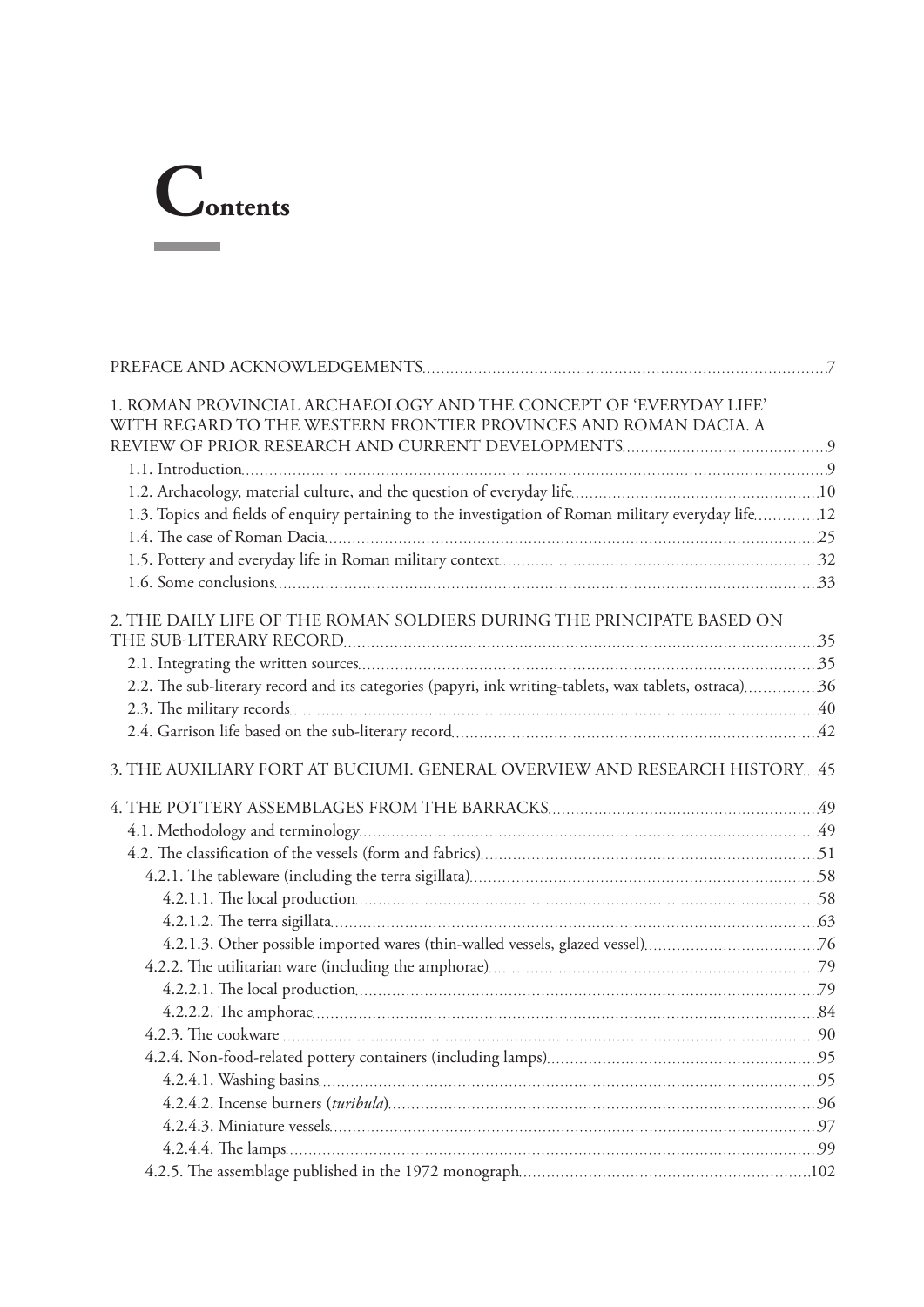# Contents

PREFACE AND ACKNOWLEDGEMENTS ..... 7

1. ROMAN PROVINCIAL ARCHAEOLOGY AND THE CONCEPT OF 'EVERYDAY LIFE' WITH REGARD TO THE WESTERN FRONTIER PROVINCES AND ROMAN DACIA. A REVIEW OF PRIOR RESEARCH AND CURRENT DEVELOPMENTS ..... 9
   - 1.1. Introduction ..... 9
   - 1.2. Archaeology, material culture, and the question of everyday life ..... 10
   - 1.3. Topics and fields of enquiry pertaining to the investigation of Roman military everyday life ..... 12
   - 1.4. The case of Roman Dacia ..... 25
   - 1.5. Pottery and everyday life in Roman military context ..... 32
   - 1.6. Some conclusions ..... 33

2. THE DAILY LIFE OF THE ROMAN SOLDIERS DURING THE PRINCIPATE BASED ON THE SUB-LITERARY RECORD ..... 35
   - 2.1. Integrating the written sources ..... 35
   - 2.2. The sub-literary record and its categories (papyri, ink writing-tablets, wax tablets, ostraca) ..... 36
   - 2.3. The military records ..... 40
   - 2.4. Garrison life based on the sub-literary record ..... 42

3. THE AUXILIARY FORT AT BUCIUMI. GENERAL OVERVIEW AND RESEARCH HISTORY ..... 45

4. THE POTTERY ASSEMBLAGES FROM THE BARRACKS ..... 49
   - 4.1. Methodology and terminology ..... 49
   - 4.2. The classification of the vessels (form and fabrics) ..... 51
     - 4.2.1. The tableware (including the terra sigillata) ..... 58
       - 4.2.1.1. The local production ..... 58
       - 4.2.1.2. The terra sigillata ..... 63
       - 4.2.1.3. Other possible imported wares (thin-walled vessels, glazed vessel) ..... 76
     - 4.2.2. The utilitarian ware (including the amphorae) ..... 79
       - 4.2.2.1. The local production ..... 79
       - 4.2.2.2. The amphorae ..... 84
     - 4.2.3. The cookware ..... 90
     - 4.2.4. Non-food-related pottery containers (including lamps) ..... 95
       - 4.2.4.1. Washing basins ..... 95
       - 4.2.4.2. Incense burners (*turibula*) ..... 96
       - 4.2.4.3. Miniature vessels ..... 97
       - 4.2.4.4. The lamps ..... 99
     - 4.2.5. The assemblage published in the 1972 monograph ..... 102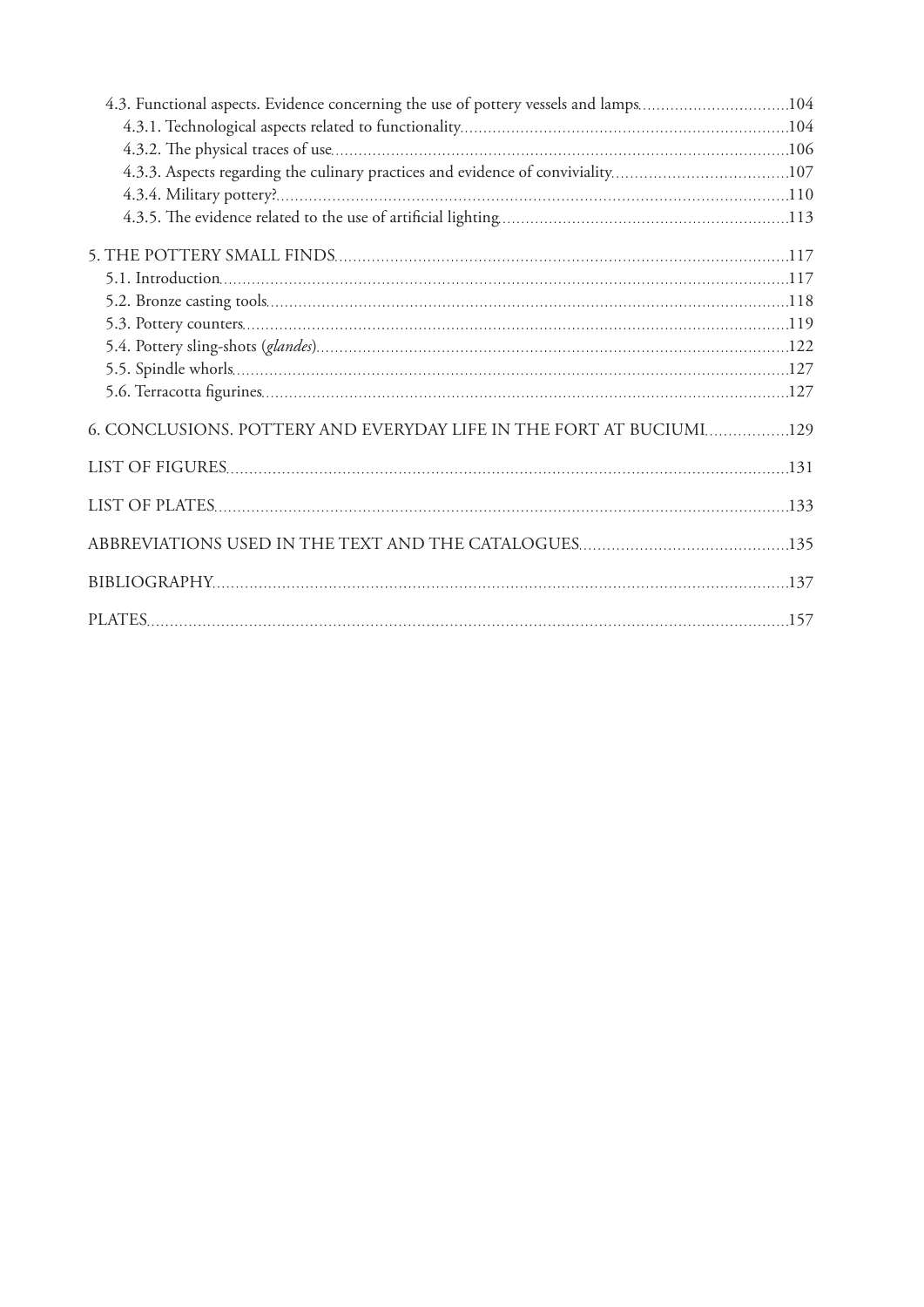4.3. Functional aspects. Evidence concerning the use of pottery vessels and lamps ..... 104

4.3.1. Technological aspects related to functionality ..... 104

4.3.2. The physical traces of use ..... 106

4.3.3. Aspects regarding the culinary practices and evidence of conviviality ..... 107

4.3.4. Military pottery? ..... 110

4.3.5. The evidence related to the use of artificial lighting ..... 113

5. THE POTTERY SMALL FINDS ..... 117

5.1. Introduction ..... 117

5.2. Bronze casting tools ..... 118

5.3. Pottery counters ..... 119

5.4. Pottery sling-shots (*glandes*) ..... 122

5.5. Spindle whorls ..... 127

5.6. Terracotta figurines ..... 127

6. CONCLUSIONS. POTTERY AND EVERYDAY LIFE IN THE FORT AT BUCIUMI ..... 129

LIST OF FIGURES ..... 131

LIST OF PLATES ..... 133

ABBREVIATIONS USED IN THE TEXT AND THE CATALOGUES ..... 135

BIBLIOGRAPHY ..... 137

PLATES ..... 157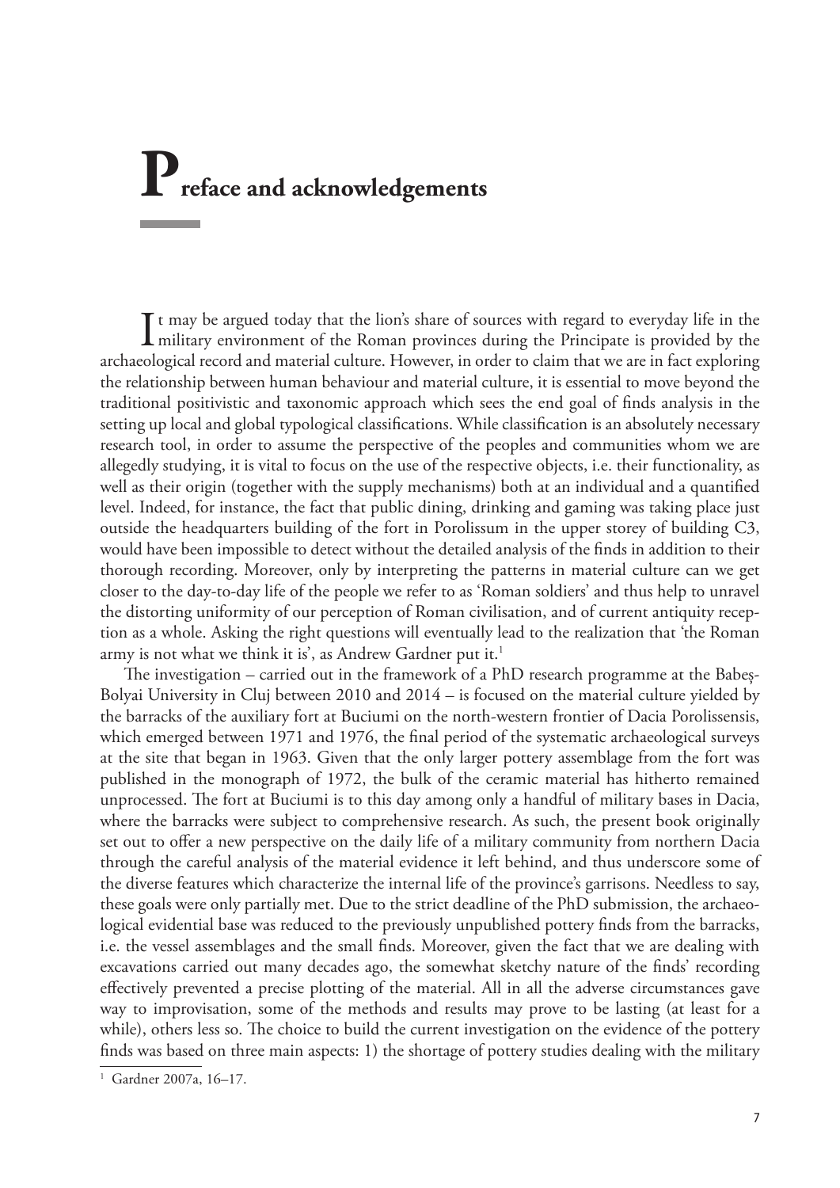# Preface and acknowledgements

It may be argued today that the lion's share of sources with regard to everyday life in the military environment of the Roman provinces during the Principate is provided by the archaeological record and material culture. However, in order to claim that we are in fact exploring the relationship between human behaviour and material culture, it is essential to move beyond the traditional positivistic and taxonomic approach which sees the end goal of finds analysis in the setting up local and global typological classifications. While classification is an absolutely necessary research tool, in order to assume the perspective of the peoples and communities whom we are allegedly studying, it is vital to focus on the use of the respective objects, i.e. their functionality, as well as their origin (together with the supply mechanisms) both at an individual and a quantified level. Indeed, for instance, the fact that public dining, drinking and gaming was taking place just outside the headquarters building of the fort in Porolissum in the upper storey of building C3, would have been impossible to detect without the detailed analysis of the finds in addition to their thorough recording. Moreover, only by interpreting the patterns in material culture can we get closer to the day-to-day life of the people we refer to as 'Roman soldiers' and thus help to unravel the distorting uniformity of our perception of Roman civilisation, and of current antiquity reception as a whole. Asking the right questions will eventually lead to the realization that 'the Roman army is not what we think it is', as Andrew Gardner put it.[1]

The investigation – carried out in the framework of a PhD research programme at the Babeș-Bolyai University in Cluj between 2010 and 2014 – is focused on the material culture yielded by the barracks of the auxiliary fort at Buciumi on the north-western frontier of Dacia Porolissensis, which emerged between 1971 and 1976, the final period of the systematic archaeological surveys at the site that began in 1963. Given that the only larger pottery assemblage from the fort was published in the monograph of 1972, the bulk of the ceramic material has hitherto remained unprocessed. The fort at Buciumi is to this day among only a handful of military bases in Dacia, where the barracks were subject to comprehensive research. As such, the present book originally set out to offer a new perspective on the daily life of a military community from northern Dacia through the careful analysis of the material evidence it left behind, and thus underscore some of the diverse features which characterize the internal life of the province's garrisons. Needless to say, these goals were only partially met. Due to the strict deadline of the PhD submission, the archaeological evidential base was reduced to the previously unpublished pottery finds from the barracks, i.e. the vessel assemblages and the small finds. Moreover, given the fact that we are dealing with excavations carried out many decades ago, the somewhat sketchy nature of the finds' recording effectively prevented a precise plotting of the material. All in all the adverse circumstances gave way to improvisation, some of the methods and results may prove to be lasting (at least for a while), others less so. The choice to build the current investigation on the evidence of the pottery finds was based on three main aspects: 1) the shortage of pottery studies dealing with the military

[1] Gardner 2007a, 16–17.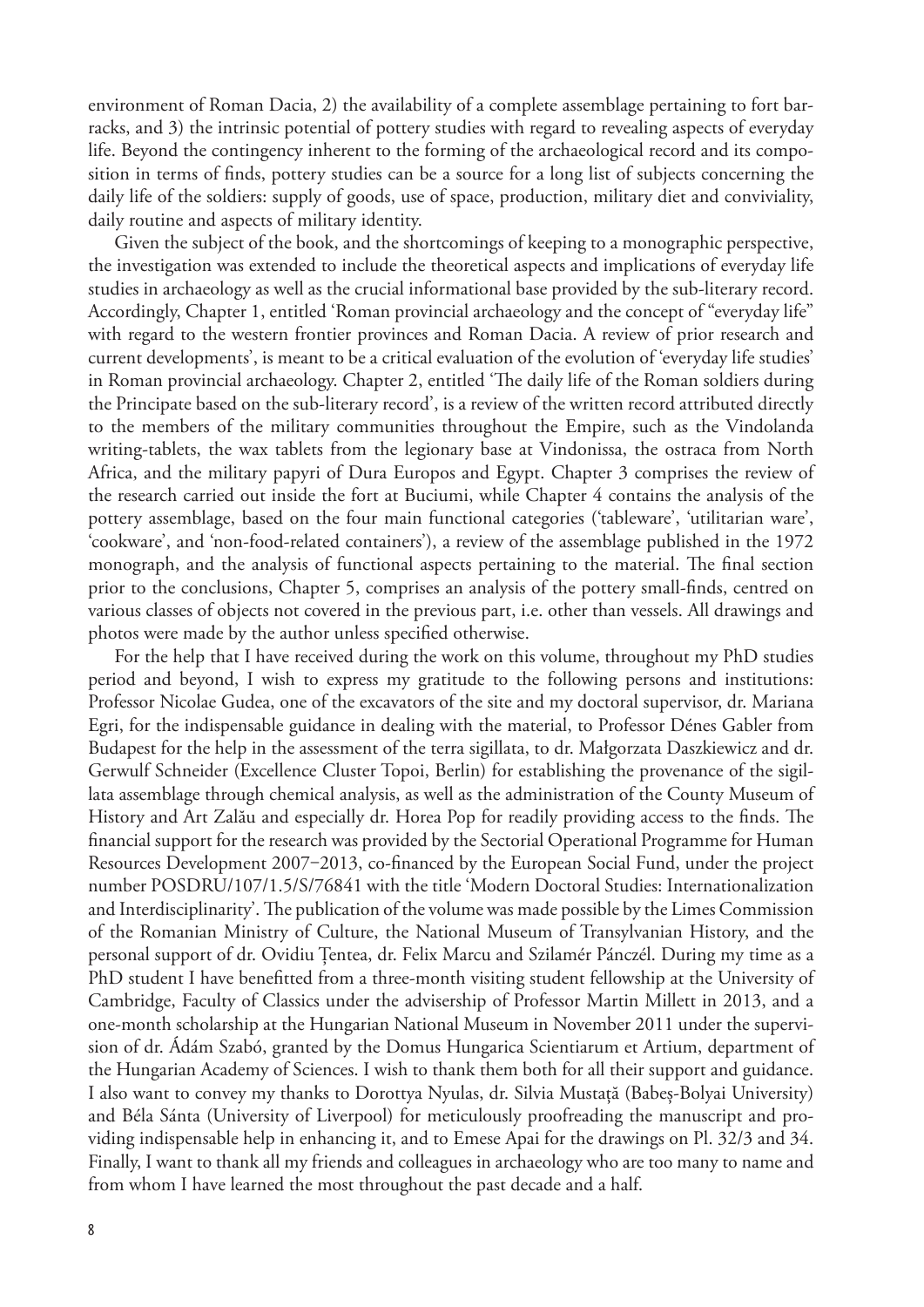environment of Roman Dacia, 2) the availability of a complete assemblage pertaining to fort barracks, and 3) the intrinsic potential of pottery studies with regard to revealing aspects of everyday life. Beyond the contingency inherent to the forming of the archaeological record and its composition in terms of finds, pottery studies can be a source for a long list of subjects concerning the daily life of the soldiers: supply of goods, use of space, production, military diet and conviviality, daily routine and aspects of military identity.

Given the subject of the book, and the shortcomings of keeping to a monographic perspective, the investigation was extended to include the theoretical aspects and implications of everyday life studies in archaeology as well as the crucial informational base provided by the sub-literary record. Accordingly, Chapter 1, entitled 'Roman provincial archaeology and the concept of "everyday life" with regard to the western frontier provinces and Roman Dacia. A review of prior research and current developments', is meant to be a critical evaluation of the evolution of 'everyday life studies' in Roman provincial archaeology. Chapter 2, entitled 'The daily life of the Roman soldiers during the Principate based on the sub-literary record', is a review of the written record attributed directly to the members of the military communities throughout the Empire, such as the Vindolanda writing-tablets, the wax tablets from the legionary base at Vindonissa, the ostraca from North Africa, and the military papyri of Dura Europos and Egypt. Chapter 3 comprises the review of the research carried out inside the fort at Buciumi, while Chapter 4 contains the analysis of the pottery assemblage, based on the four main functional categories ('tableware', 'utilitarian ware', 'cookware', and 'non-food-related containers'), a review of the assemblage published in the 1972 monograph, and the analysis of functional aspects pertaining to the material. The final section prior to the conclusions, Chapter 5, comprises an analysis of the pottery small-finds, centred on various classes of objects not covered in the previous part, i.e. other than vessels. All drawings and photos were made by the author unless specified otherwise.

For the help that I have received during the work on this volume, throughout my PhD studies period and beyond, I wish to express my gratitude to the following persons and institutions: Professor Nicolae Gudea, one of the excavators of the site and my doctoral supervisor, dr. Mariana Egri, for the indispensable guidance in dealing with the material, to Professor Dénes Gabler from Budapest for the help in the assessment of the terra sigillata, to dr. Małgorzata Daszkiewicz and dr. Gerwulf Schneider (Excellence Cluster Topoi, Berlin) for establishing the provenance of the sigillata assemblage through chemical analysis, as well as the administration of the County Museum of History and Art Zalău and especially dr. Horea Pop for readily providing access to the finds. The financial support for the research was provided by the Sectorial Operational Programme for Human Resources Development 2007−2013, co-financed by the European Social Fund, under the project number POSDRU/107/1.5/S/76841 with the title 'Modern Doctoral Studies: Internationalization and Interdisciplinarity'. The publication of the volume was made possible by the Limes Commission of the Romanian Ministry of Culture, the National Museum of Transylvanian History, and the personal support of dr. Ovidiu Țentea, dr. Felix Marcu and Szilamér Pánczél. During my time as a PhD student I have benefitted from a three-month visiting student fellowship at the University of Cambridge, Faculty of Classics under the advisership of Professor Martin Millett in 2013, and a one-month scholarship at the Hungarian National Museum in November 2011 under the supervision of dr. Ádám Szabó, granted by the Domus Hungarica Scientiarum et Artium, department of the Hungarian Academy of Sciences. I wish to thank them both for all their support and guidance. I also want to convey my thanks to Dorottya Nyulas, dr. Silvia Mustață (Babeș-Bolyai University) and Béla Sánta (University of Liverpool) for meticulously proofreading the manuscript and providing indispensable help in enhancing it, and to Emese Apai for the drawings on Pl. 32/3 and 34. Finally, I want to thank all my friends and colleagues in archaeology who are too many to name and from whom I have learned the most throughout the past decade and a half.